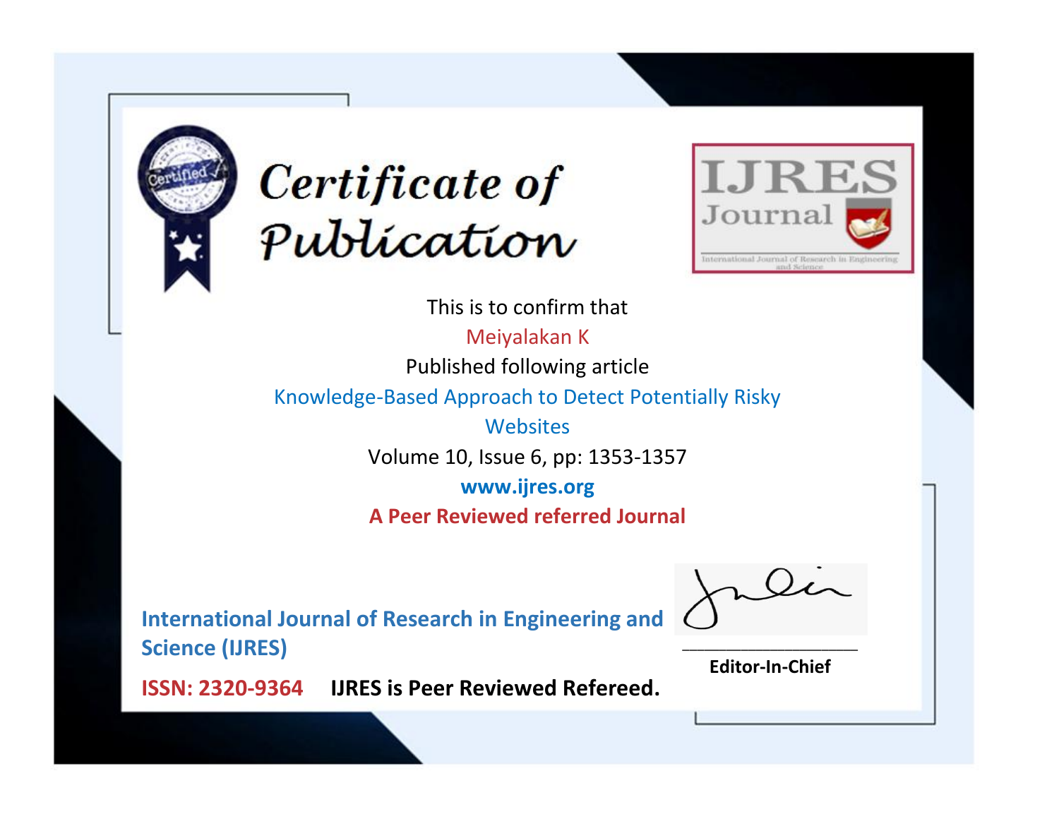# Certificate of Publication

IJRES Journal

International Journal of Research in Engineering and Science

This is to confirm that

Meiyalakan K

Published following article

Knowledge-Based Approach to Detect Potentially Risky Websites

Volume 10, Issue 6, pp: 1353-1357

**www.ijres.org**

**A Peer Reviewed referred Journal**

**International Journal of Research in Engineering and Science (IJRES)**

**ISSN: 2320-9364** **IJRES is Peer Reviewed Refereed.**

**Editor-In-Chief**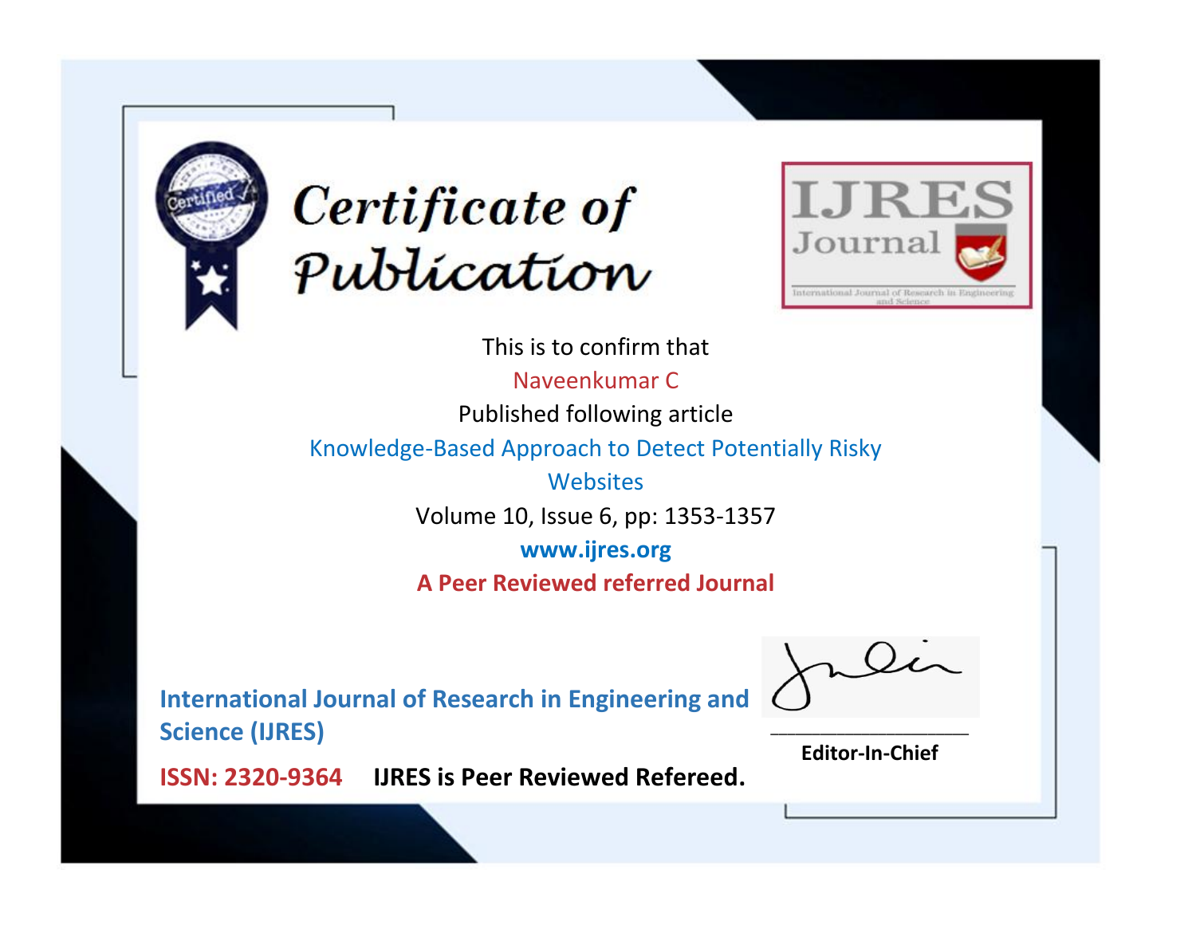# Certificate of Publication

IJRES Journal

International Journal of Research in Engineering and Science

This is to confirm that

Naveenkumar C

Published following article

Knowledge-Based Approach to Detect Potentially Risky Websites

Volume 10, Issue 6, pp: 1353-1357

www.ijres.org

**A Peer Reviewed referred Journal**

**International Journal of Research in Engineering and Science (IJRES)**

**ISSN: 2320-9364** **IJRES is Peer Reviewed Refereed.**

**Editor-In-Chief**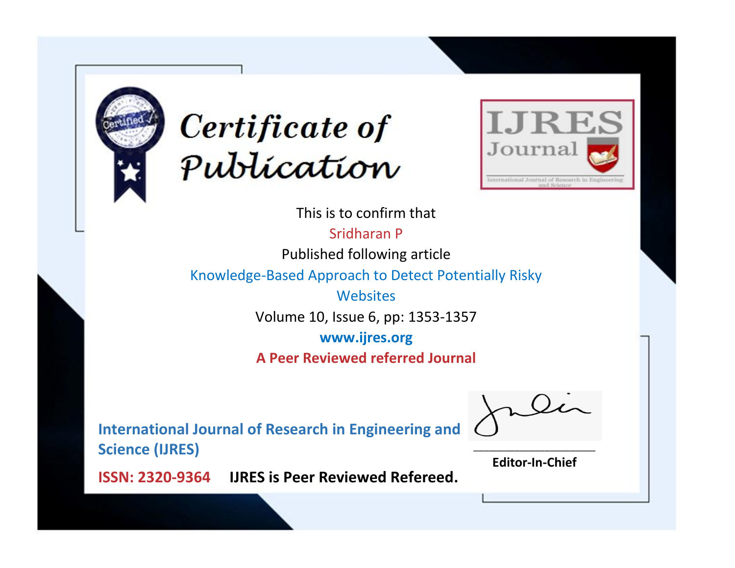# Certificate of Publication

IJRES Journal

International Journal of Research in Engineering and Science

This is to confirm that

Sridharan P

Published following article

Knowledge-Based Approach to Detect Potentially Risky Websites

Volume 10, Issue 6, pp: 1353-1357

**www.ijres.org**

**A Peer Reviewed referred Journal**

**International Journal of Research in Engineering and Science (IJRES)**

**ISSN: 2320-9364** **IJRES is Peer Reviewed Refereed.**

**Editor-In-Chief**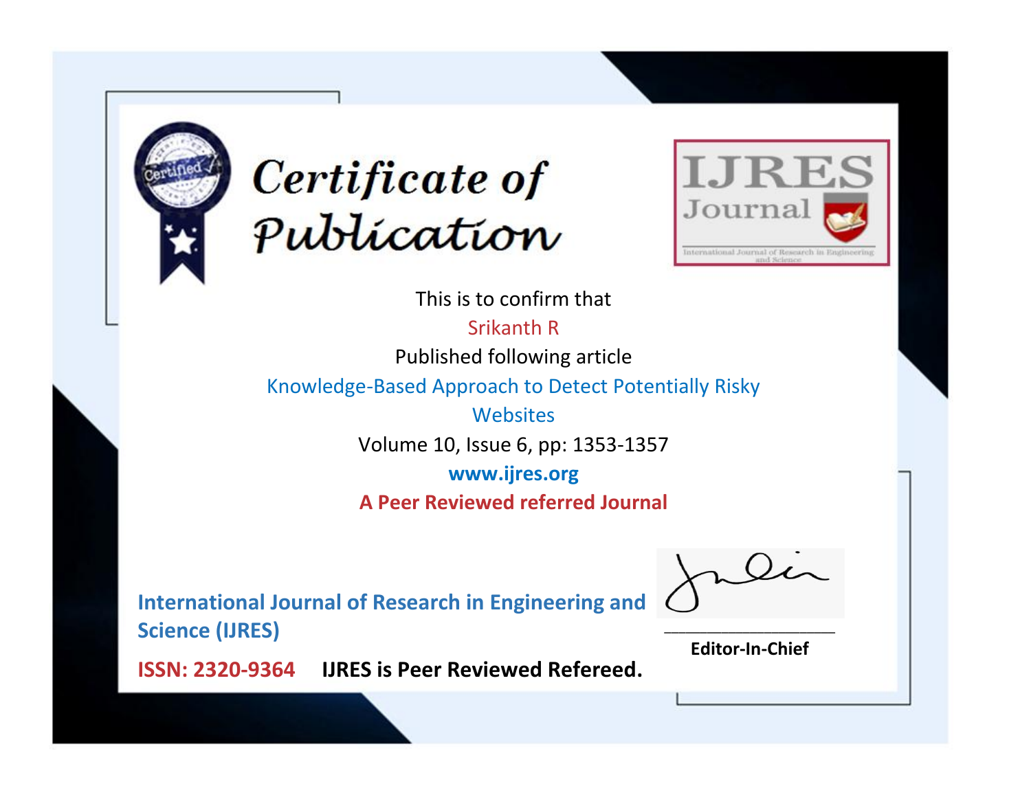# Certificate of Publication

**IJRES Journal**

International Journal of Research in Engineering and Science

This is to confirm that

Srikanth R

Published following article

Knowledge-Based Approach to Detect Potentially Risky Websites

Volume 10, Issue 6, pp: 1353-1357

**www.ijres.org**

**A Peer Reviewed referred Journal**

**International Journal of Research in Engineering and Science (IJRES)**

**ISSN: 2320-9364** **IJRES is Peer Reviewed Refereed.**

**Editor-In-Chief**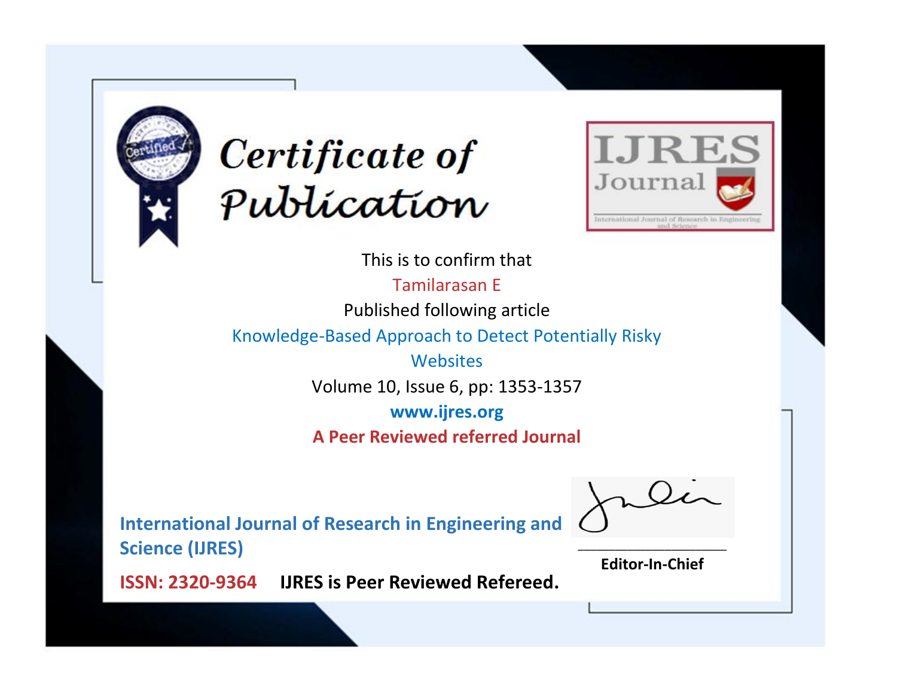# Certificate of Publication

**IJRES Journal**

International Journal of Research in Engineering and Science

This is to confirm that

Tamilarasan E

Published following article

Knowledge-Based Approach to Detect Potentially Risky Websites

Volume 10, Issue 6, pp: 1353-1357

**www.ijres.org**

**A Peer Reviewed referred Journal**

**International Journal of Research in Engineering and Science (IJRES)**

**ISSN: 2320-9364** **IJRES is Peer Reviewed Refereed.**

**Editor-In-Chief**